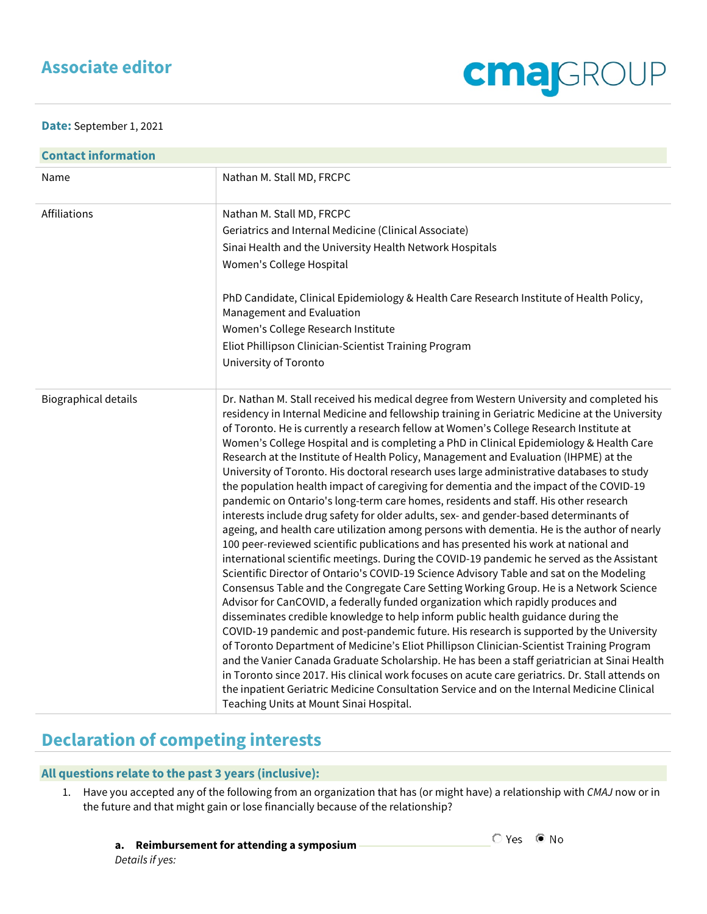# Associate editor

**Date:** September 1, 2021

## Contact information

| | |
|---|---|
| Name | Nathan M. Stall MD, FRCPC |
| Affiliations | Nathan M. Stall MD, FRCPC<br>Geriatrics and Internal Medicine (Clinical Associate)<br>Sinai Health and the University Health Network Hospitals<br>Women's College Hospital<br><br>PhD Candidate, Clinical Epidemiology & Health Care Research Institute of Health Policy, Management and Evaluation<br>Women's College Research Institute<br>Eliot Phillipson Clinician-Scientist Training Program<br>University of Toronto |
| Biographical details | Dr. Nathan M. Stall received his medical degree from Western University and completed his residency in Internal Medicine and fellowship training in Geriatric Medicine at the University of Toronto. He is currently a research fellow at Women's College Research Institute at Women's College Hospital and is completing a PhD in Clinical Epidemiology & Health Care Research at the Institute of Health Policy, Management and Evaluation (IHPME) at the University of Toronto. His doctoral research uses large administrative databases to study the population health impact of caregiving for dementia and the impact of the COVID-19 pandemic on Ontario's long-term care homes, residents and staff. His other research interests include drug safety for older adults, sex- and gender-based determinants of ageing, and health care utilization among persons with dementia. He is the author of nearly 100 peer-reviewed scientific publications and has presented his work at national and international scientific meetings. During the COVID-19 pandemic he served as the Assistant Scientific Director of Ontario's COVID-19 Science Advisory Table and sat on the Modeling Consensus Table and the Congregate Care Setting Working Group. He is a Network Science Advisor for CanCOVID, a federally funded organization which rapidly produces and disseminates credible knowledge to help inform public health guidance during the COVID-19 pandemic and post-pandemic future. His research is supported by the University of Toronto Department of Medicine's Eliot Phillipson Clinician-Scientist Training Program and the Vanier Canada Graduate Scholarship. He has been a staff geriatrician at Sinai Health in Toronto since 2017. His clinical work focuses on acute care geriatrics. Dr. Stall attends on the inpatient Geriatric Medicine Consultation Service and on the Internal Medicine Clinical Teaching Units at Mount Sinai Hospital. |

# Declaration of competing interests

## All questions relate to the past 3 years (inclusive):

1. Have you accepted any of the following from an organization that has (or might have) a relationship with *CMAJ* now or in the future and that might gain or lose financially because of the relationship?

   **a. Reimbursement for attending a symposium** ○ Yes ● No
   *Details if yes:*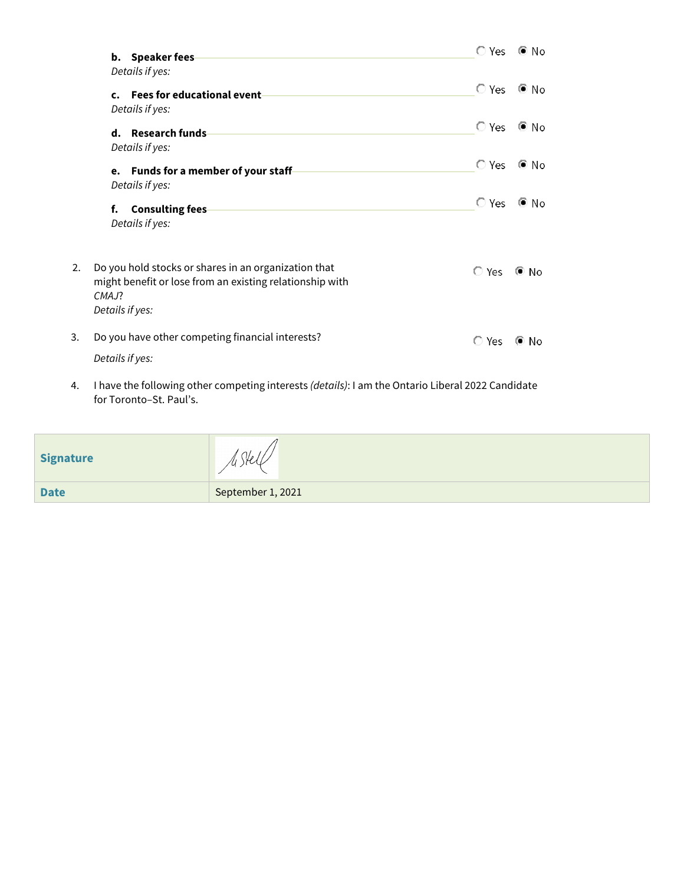b. **Speaker fees** ○ Yes ◉ No
*Details if yes:*

c. **Fees for educational event** ○ Yes ◉ No
*Details if yes:*

d. **Research funds** ○ Yes ◉ No
*Details if yes:*

e. **Funds for a member of your staff** ○ Yes ◉ No
*Details if yes:*

f. **Consulting fees** ○ Yes ◉ No
*Details if yes:*

2. Do you hold stocks or shares in an organization that might benefit or lose from an existing relationship with *CMAJ*? ○ Yes ◉ No
   *Details if yes:*

3. Do you have other competing financial interests? ○ Yes ◉ No
   *Details if yes:*

4. I have the following other competing interests *(details)*: I am the Ontario Liberal 2022 Candidate for Toronto–St. Paul's.

| | |
|---|---|
| **Signature** | |
| **Date** | September 1, 2021 |